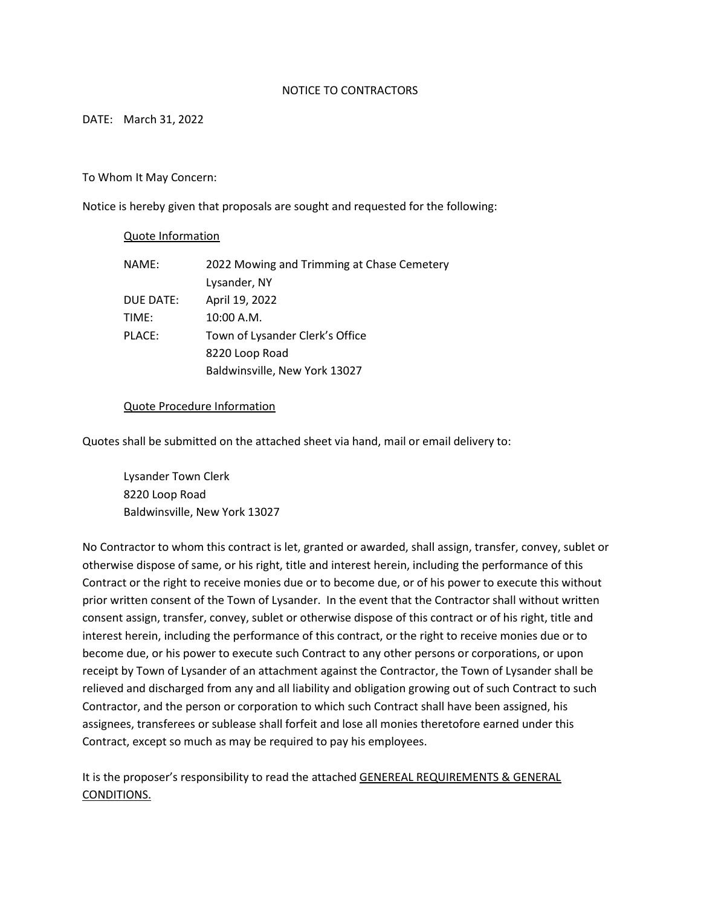# NOTICE TO CONTRACTORS

DATE: March 31, 2022

To Whom It May Concern:

Notice is hereby given that proposals are sought and requested for the following:

## Quote Information

| | |
|---|---|
| NAME: | 2022 Mowing and Trimming at Chase Cemetery<br>Lysander, NY |
| DUE DATE: | April 19, 2022 |
| TIME: | 10:00 A.M. |
| PLACE: | Town of Lysander Clerk's Office<br>8220 Loop Road<br>Baldwinsville, New York 13027 |

## Quote Procedure Information

Quotes shall be submitted on the attached sheet via hand, mail or email delivery to:

Lysander Town Clerk
8220 Loop Road
Baldwinsville, New York 13027

No Contractor to whom this contract is let, granted or awarded, shall assign, transfer, convey, sublet or otherwise dispose of same, or his right, title and interest herein, including the performance of this Contract or the right to receive monies due or to become due, or of his power to execute this without prior written consent of the Town of Lysander. In the event that the Contractor shall without written consent assign, transfer, convey, sublet or otherwise dispose of this contract or of his right, title and interest herein, including the performance of this contract, or the right to receive monies due or to become due, or his power to execute such Contract to any other persons or corporations, or upon receipt by Town of Lysander of an attachment against the Contractor, the Town of Lysander shall be relieved and discharged from any and all liability and obligation growing out of such Contract to such Contractor, and the person or corporation to which such Contract shall have been assigned, his assignees, transferees or sublease shall forfeit and lose all monies theretofore earned under this Contract, except so much as may be required to pay his employees.

It is the proposer's responsibility to read the attached GENEREAL REQUIREMENTS & GENERAL CONDITIONS.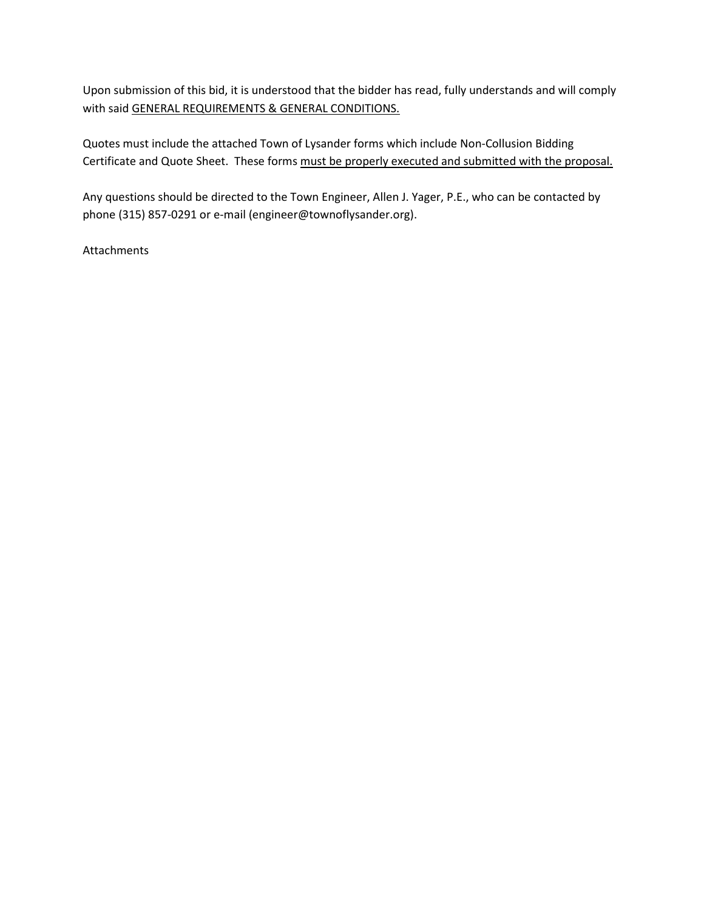Upon submission of this bid, it is understood that the bidder has read, fully understands and will comply with said <u>GENERAL REQUIREMENTS & GENERAL CONDITIONS.</u>

Quotes must include the attached Town of Lysander forms which include Non-Collusion Bidding Certificate and Quote Sheet. These forms <u>must be properly executed and submitted with the proposal.</u>

Any questions should be directed to the Town Engineer, Allen J. Yager, P.E., who can be contacted by phone (315) 857-0291 or e-mail (engineer@townoflysander.org).

Attachments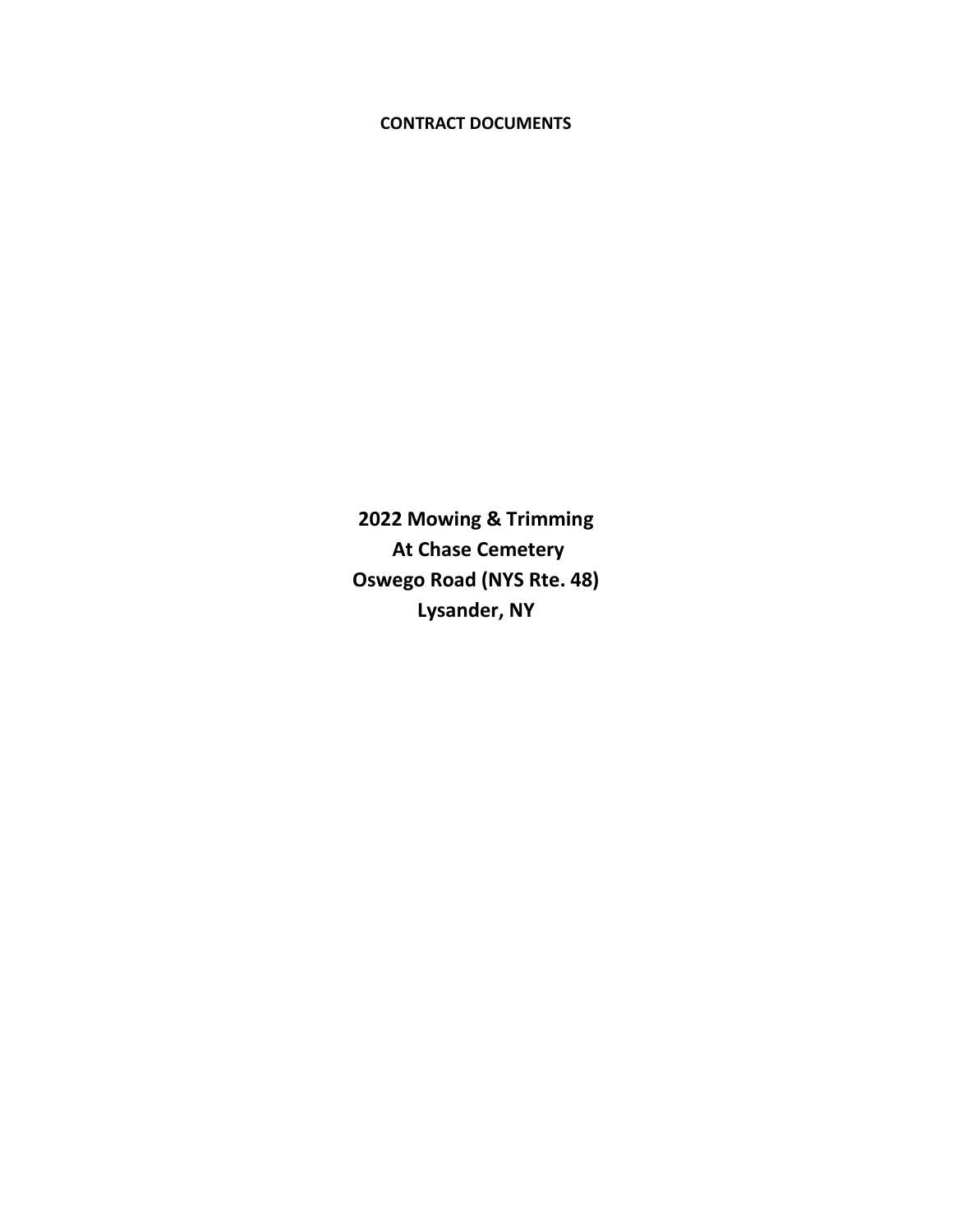**CONTRACT DOCUMENTS**

# 2022 Mowing & Trimming At Chase Cemetery Oswego Road (NYS Rte. 48) Lysander, NY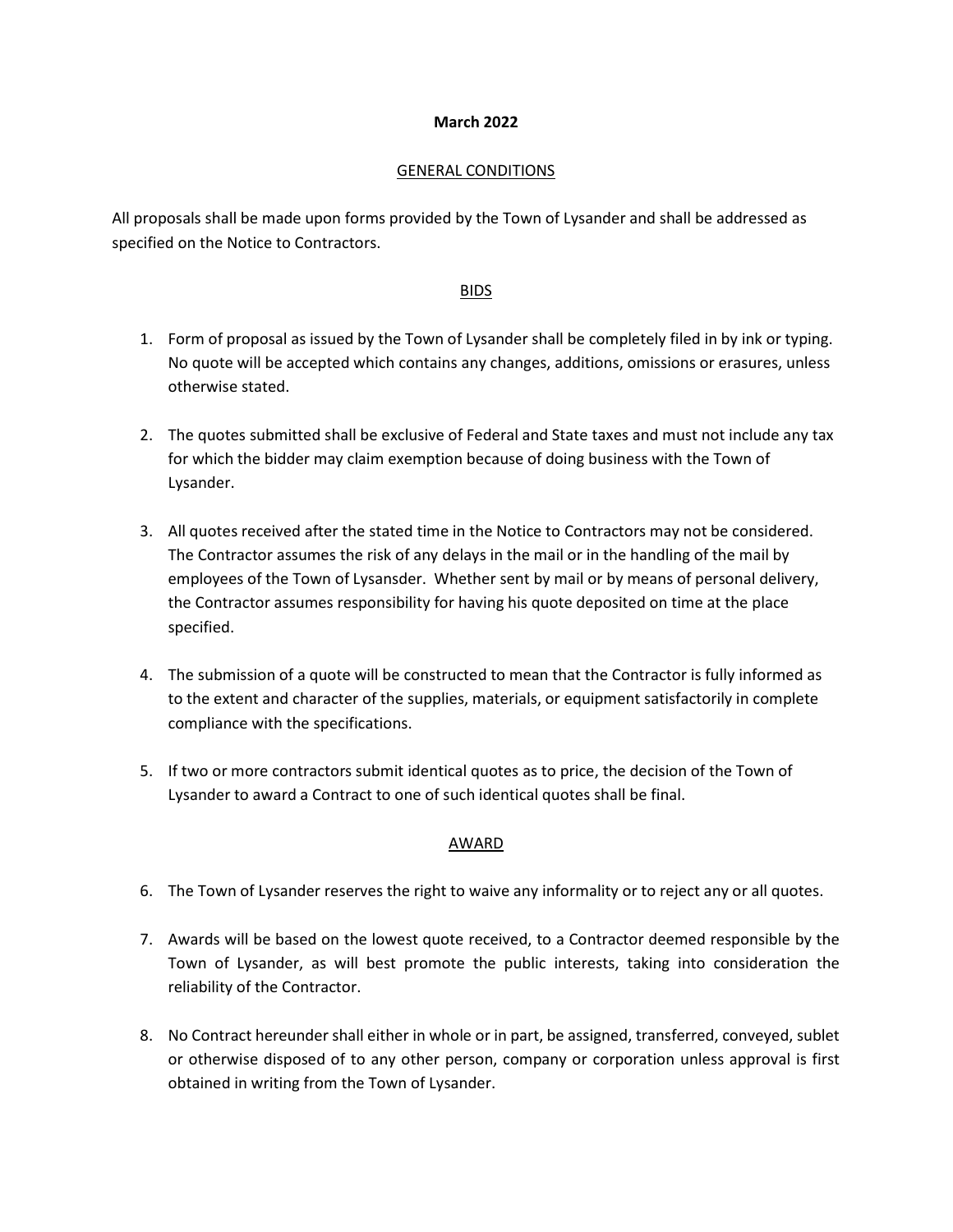**March 2022**

## GENERAL CONDITIONS

All proposals shall be made upon forms provided by the Town of Lysander and shall be addressed as specified on the Notice to Contractors.

### BIDS

1. Form of proposal as issued by the Town of Lysander shall be completely filed in by ink or typing. No quote will be accepted which contains any changes, additions, omissions or erasures, unless otherwise stated.

2. The quotes submitted shall be exclusive of Federal and State taxes and must not include any tax for which the bidder may claim exemption because of doing business with the Town of Lysander.

3. All quotes received after the stated time in the Notice to Contractors may not be considered. The Contractor assumes the risk of any delays in the mail or in the handling of the mail by employees of the Town of Lysansder. Whether sent by mail or by means of personal delivery, the Contractor assumes responsibility for having his quote deposited on time at the place specified.

4. The submission of a quote will be constructed to mean that the Contractor is fully informed as to the extent and character of the supplies, materials, or equipment satisfactorily in complete compliance with the specifications.

5. If two or more contractors submit identical quotes as to price, the decision of the Town of Lysander to award a Contract to one of such identical quotes shall be final.

### AWARD

6. The Town of Lysander reserves the right to waive any informality or to reject any or all quotes.

7. Awards will be based on the lowest quote received, to a Contractor deemed responsible by the Town of Lysander, as will best promote the public interests, taking into consideration the reliability of the Contractor.

8. No Contract hereunder shall either in whole or in part, be assigned, transferred, conveyed, sublet or otherwise disposed of to any other person, company or corporation unless approval is first obtained in writing from the Town of Lysander.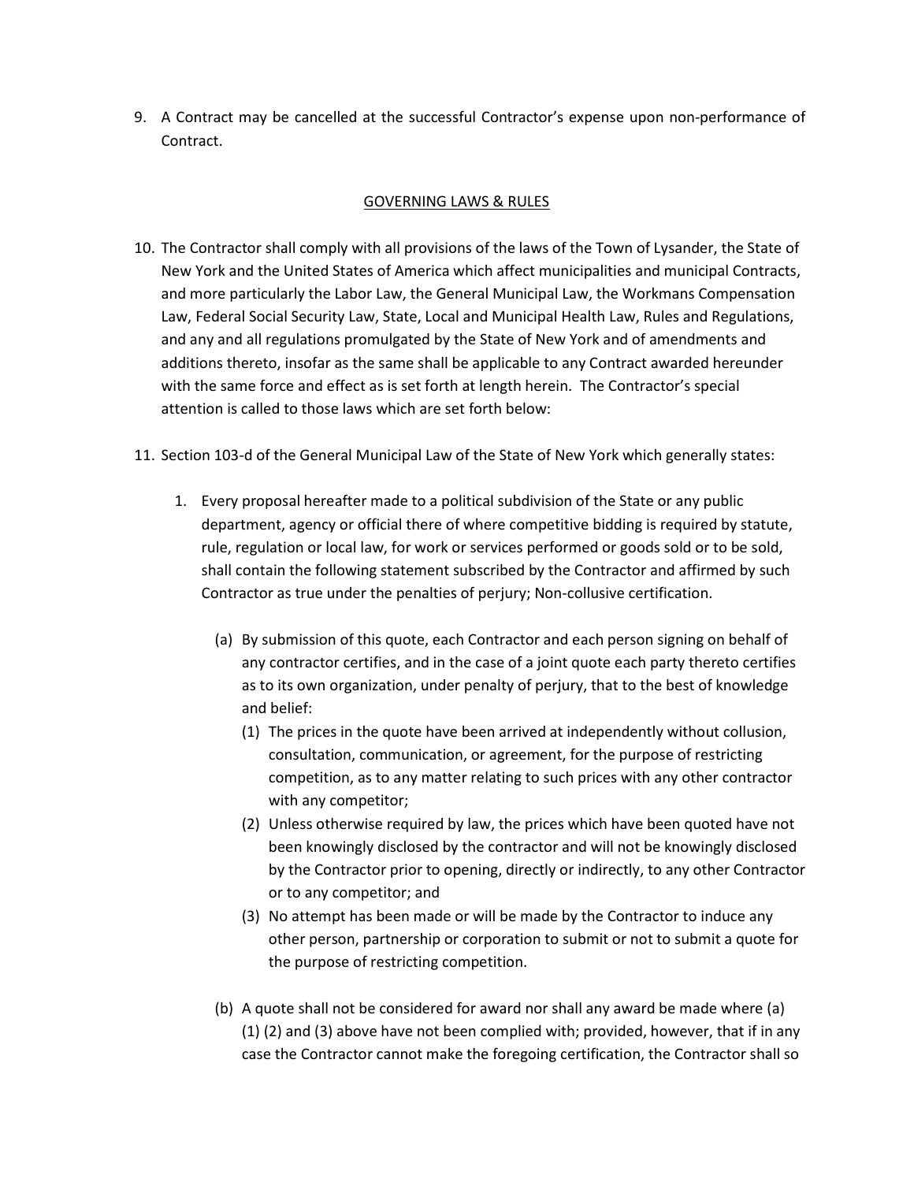9. A Contract may be cancelled at the successful Contractor's expense upon non-performance of Contract.

## GOVERNING LAWS & RULES

10. The Contractor shall comply with all provisions of the laws of the Town of Lysander, the State of New York and the United States of America which affect municipalities and municipal Contracts, and more particularly the Labor Law, the General Municipal Law, the Workmans Compensation Law, Federal Social Security Law, State, Local and Municipal Health Law, Rules and Regulations, and any and all regulations promulgated by the State of New York and of amendments and additions thereto, insofar as the same shall be applicable to any Contract awarded hereunder with the same force and effect as is set forth at length herein. The Contractor's special attention is called to those laws which are set forth below:

11. Section 103-d of the General Municipal Law of the State of New York which generally states:

    1. Every proposal hereafter made to a political subdivision of the State or any public department, agency or official there of where competitive bidding is required by statute, rule, regulation or local law, for work or services performed or goods sold or to be sold, shall contain the following statement subscribed by the Contractor and affirmed by such Contractor as true under the penalties of perjury; Non-collusive certification.

        (a) By submission of this quote, each Contractor and each person signing on behalf of any contractor certifies, and in the case of a joint quote each party thereto certifies as to its own organization, under penalty of perjury, that to the best of knowledge and belief:

        (1) The prices in the quote have been arrived at independently without collusion, consultation, communication, or agreement, for the purpose of restricting competition, as to any matter relating to such prices with any other contractor with any competitor;

        (2) Unless otherwise required by law, the prices which have been quoted have not been knowingly disclosed by the contractor and will not be knowingly disclosed by the Contractor prior to opening, directly or indirectly, to any other Contractor or to any competitor; and

        (3) No attempt has been made or will be made by the Contractor to induce any other person, partnership or corporation to submit or not to submit a quote for the purpose of restricting competition.

        (b) A quote shall not be considered for award nor shall any award be made where (a) (1) (2) and (3) above have not been complied with; provided, however, that if in any case the Contractor cannot make the foregoing certification, the Contractor shall so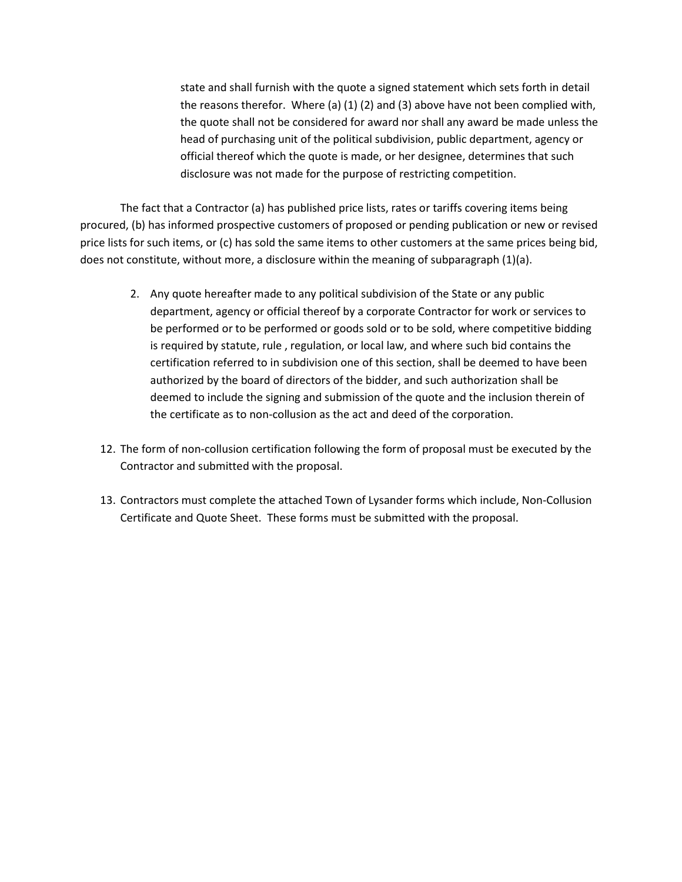state and shall furnish with the quote a signed statement which sets forth in detail the reasons therefor. Where (a) (1) (2) and (3) above have not been complied with, the quote shall not be considered for award nor shall any award be made unless the head of purchasing unit of the political subdivision, public department, agency or official thereof which the quote is made, or her designee, determines that such disclosure was not made for the purpose of restricting competition.

The fact that a Contractor (a) has published price lists, rates or tariffs covering items being procured, (b) has informed prospective customers of proposed or pending publication or new or revised price lists for such items, or (c) has sold the same items to other customers at the same prices being bid, does not constitute, without more, a disclosure within the meaning of subparagraph (1)(a).

2. Any quote hereafter made to any political subdivision of the State or any public department, agency or official thereof by a corporate Contractor for work or services to be performed or to be performed or goods sold or to be sold, where competitive bidding is required by statute, rule , regulation, or local law, and where such bid contains the certification referred to in subdivision one of this section, shall be deemed to have been authorized by the board of directors of the bidder, and such authorization shall be deemed to include the signing and submission of the quote and the inclusion therein of the certificate as to non-collusion as the act and deed of the corporation.

12. The form of non-collusion certification following the form of proposal must be executed by the Contractor and submitted with the proposal.

13. Contractors must complete the attached Town of Lysander forms which include, Non-Collusion Certificate and Quote Sheet. These forms must be submitted with the proposal.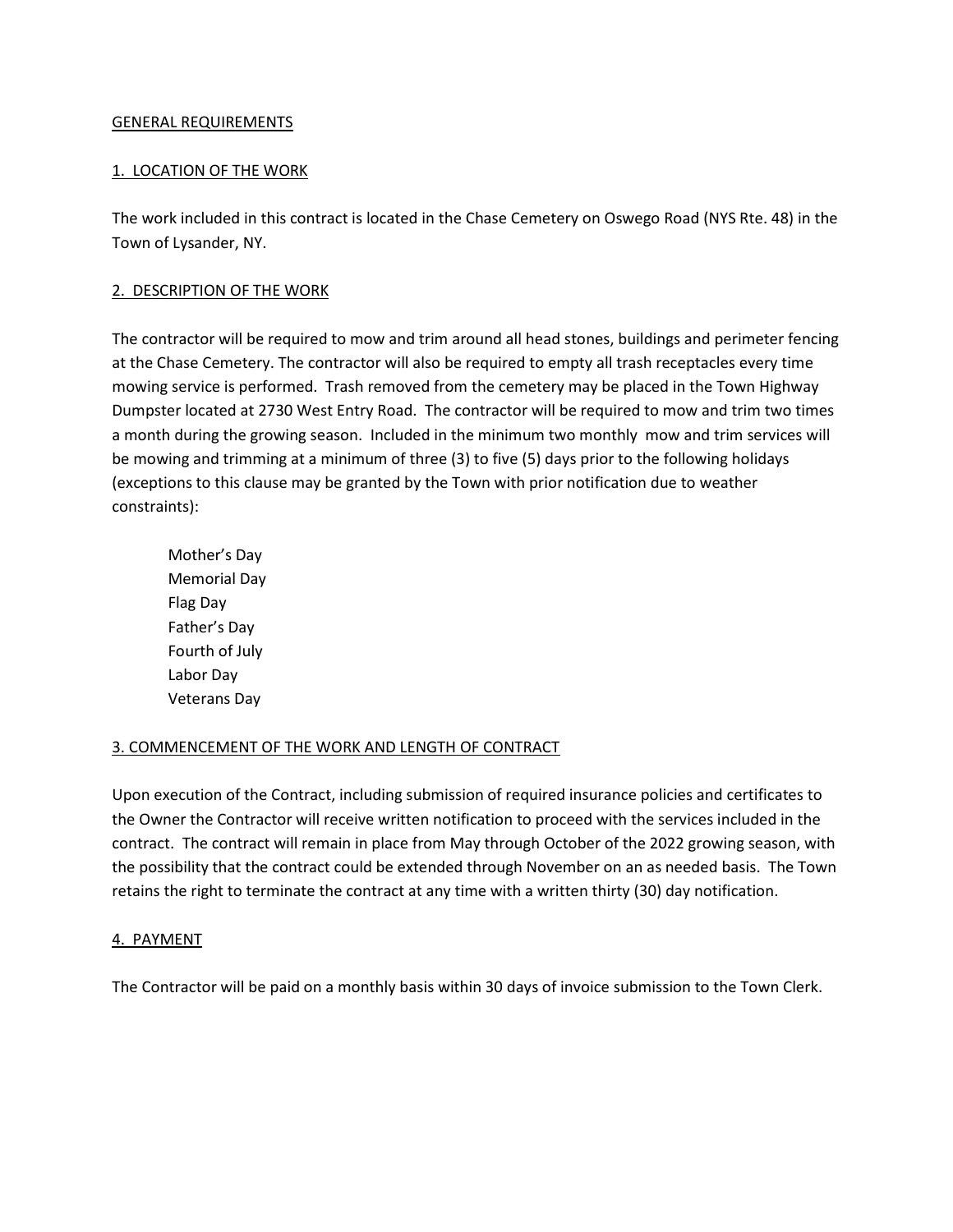## GENERAL REQUIREMENTS

### 1. LOCATION OF THE WORK

The work included in this contract is located in the Chase Cemetery on Oswego Road (NYS Rte. 48) in the Town of Lysander, NY.

### 2. DESCRIPTION OF THE WORK

The contractor will be required to mow and trim around all head stones, buildings and perimeter fencing at the Chase Cemetery. The contractor will also be required to empty all trash receptacles every time mowing service is performed. Trash removed from the cemetery may be placed in the Town Highway Dumpster located at 2730 West Entry Road. The contractor will be required to mow and trim two times a month during the growing season. Included in the minimum two monthly mow and trim services will be mowing and trimming at a minimum of three (3) to five (5) days prior to the following holidays (exceptions to this clause may be granted by the Town with prior notification due to weather constraints):

- Mother's Day
- Memorial Day
- Flag Day
- Father's Day
- Fourth of July
- Labor Day
- Veterans Day

### 3. COMMENCEMENT OF THE WORK AND LENGTH OF CONTRACT

Upon execution of the Contract, including submission of required insurance policies and certificates to the Owner the Contractor will receive written notification to proceed with the services included in the contract. The contract will remain in place from May through October of the 2022 growing season, with the possibility that the contract could be extended through November on an as needed basis. The Town retains the right to terminate the contract at any time with a written thirty (30) day notification.

### 4. PAYMENT

The Contractor will be paid on a monthly basis within 30 days of invoice submission to the Town Clerk.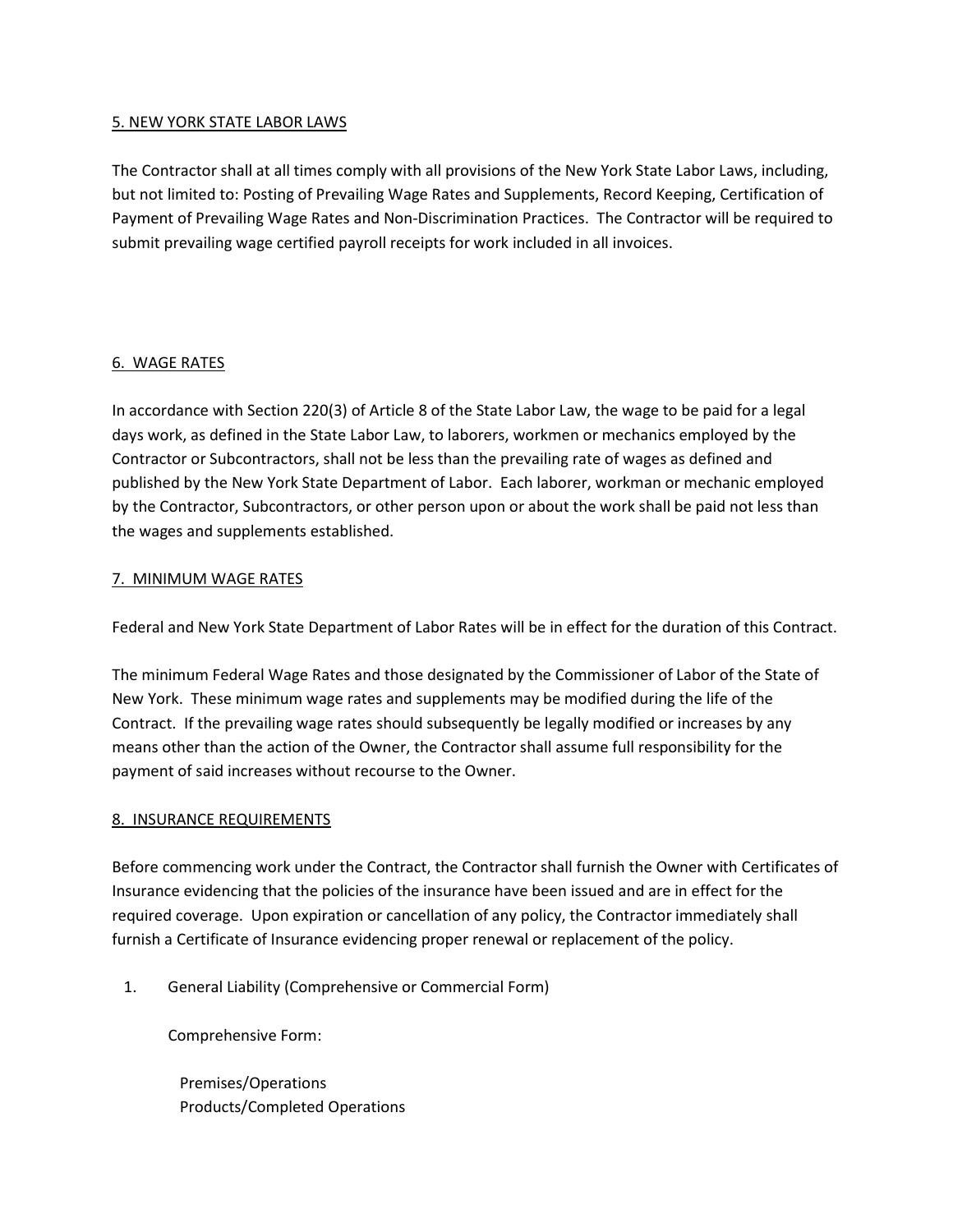## 5. NEW YORK STATE LABOR LAWS

The Contractor shall at all times comply with all provisions of the New York State Labor Laws, including, but not limited to: Posting of Prevailing Wage Rates and Supplements, Record Keeping, Certification of Payment of Prevailing Wage Rates and Non-Discrimination Practices. The Contractor will be required to submit prevailing wage certified payroll receipts for work included in all invoices.

## 6. WAGE RATES

In accordance with Section 220(3) of Article 8 of the State Labor Law, the wage to be paid for a legal days work, as defined in the State Labor Law, to laborers, workmen or mechanics employed by the Contractor or Subcontractors, shall not be less than the prevailing rate of wages as defined and published by the New York State Department of Labor. Each laborer, workman or mechanic employed by the Contractor, Subcontractors, or other person upon or about the work shall be paid not less than the wages and supplements established.

## 7. MINIMUM WAGE RATES

Federal and New York State Department of Labor Rates will be in effect for the duration of this Contract.

The minimum Federal Wage Rates and those designated by the Commissioner of Labor of the State of New York. These minimum wage rates and supplements may be modified during the life of the Contract. If the prevailing wage rates should subsequently be legally modified or increases by any means other than the action of the Owner, the Contractor shall assume full responsibility for the payment of said increases without recourse to the Owner.

## 8. INSURANCE REQUIREMENTS

Before commencing work under the Contract, the Contractor shall furnish the Owner with Certificates of Insurance evidencing that the policies of the insurance have been issued and are in effect for the required coverage. Upon expiration or cancellation of any policy, the Contractor immediately shall furnish a Certificate of Insurance evidencing proper renewal or replacement of the policy.

1. General Liability (Comprehensive or Commercial Form)

   Comprehensive Form:

   Premises/Operations
   Products/Completed Operations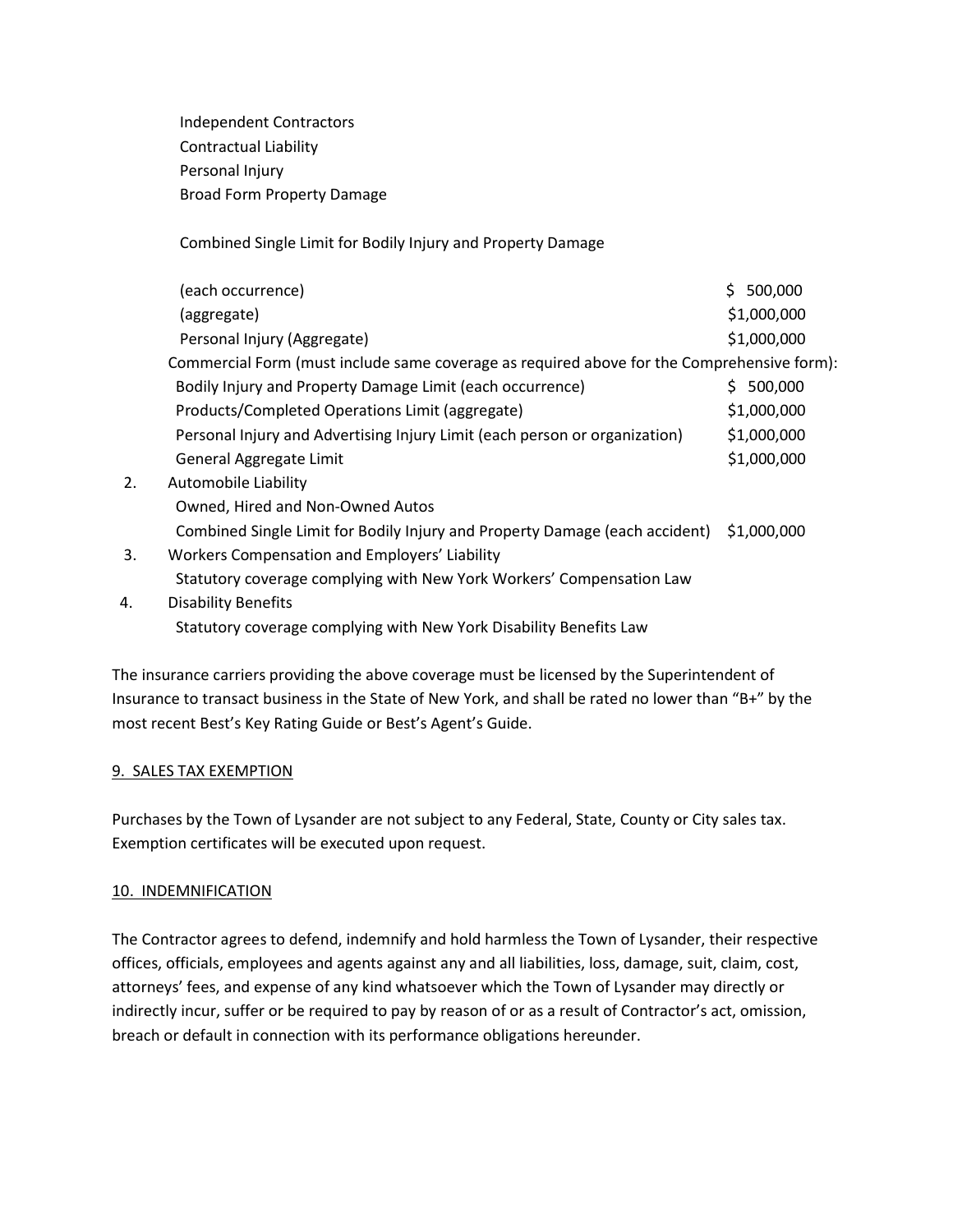Independent Contractors
Contractual Liability
Personal Injury
Broad Form Property Damage

Combined Single Limit for Bodily Injury and Property Damage

| | |
|---|---|
| (each occurrence) | $ 500,000 |
| (aggregate) | $1,000,000 |
| Personal Injury (Aggregate) | $1,000,000 |
| Commercial Form (must include same coverage as required above for the Comprehensive form): | |
| Bodily Injury and Property Damage Limit (each occurrence) | $ 500,000 |
| Products/Completed Operations Limit (aggregate) | $1,000,000 |
| Personal Injury and Advertising Injury Limit (each person or organization) | $1,000,000 |
| General Aggregate Limit | $1,000,000 |

2. Automobile Liability
   Owned, Hired and Non-Owned Autos
   Combined Single Limit for Bodily Injury and Property Damage (each accident) $1,000,000
3. Workers Compensation and Employers' Liability
   Statutory coverage complying with New York Workers' Compensation Law
4. Disability Benefits
   Statutory coverage complying with New York Disability Benefits Law

The insurance carriers providing the above coverage must be licensed by the Superintendent of Insurance to transact business in the State of New York, and shall be rated no lower than "B+" by the most recent Best's Key Rating Guide or Best's Agent's Guide.

## 9. SALES TAX EXEMPTION

Purchases by the Town of Lysander are not subject to any Federal, State, County or City sales tax. Exemption certificates will be executed upon request.

## 10. INDEMNIFICATION

The Contractor agrees to defend, indemnify and hold harmless the Town of Lysander, their respective offices, officials, employees and agents against any and all liabilities, loss, damage, suit, claim, cost, attorneys' fees, and expense of any kind whatsoever which the Town of Lysander may directly or indirectly incur, suffer or be required to pay by reason of or as a result of Contractor's act, omission, breach or default in connection with its performance obligations hereunder.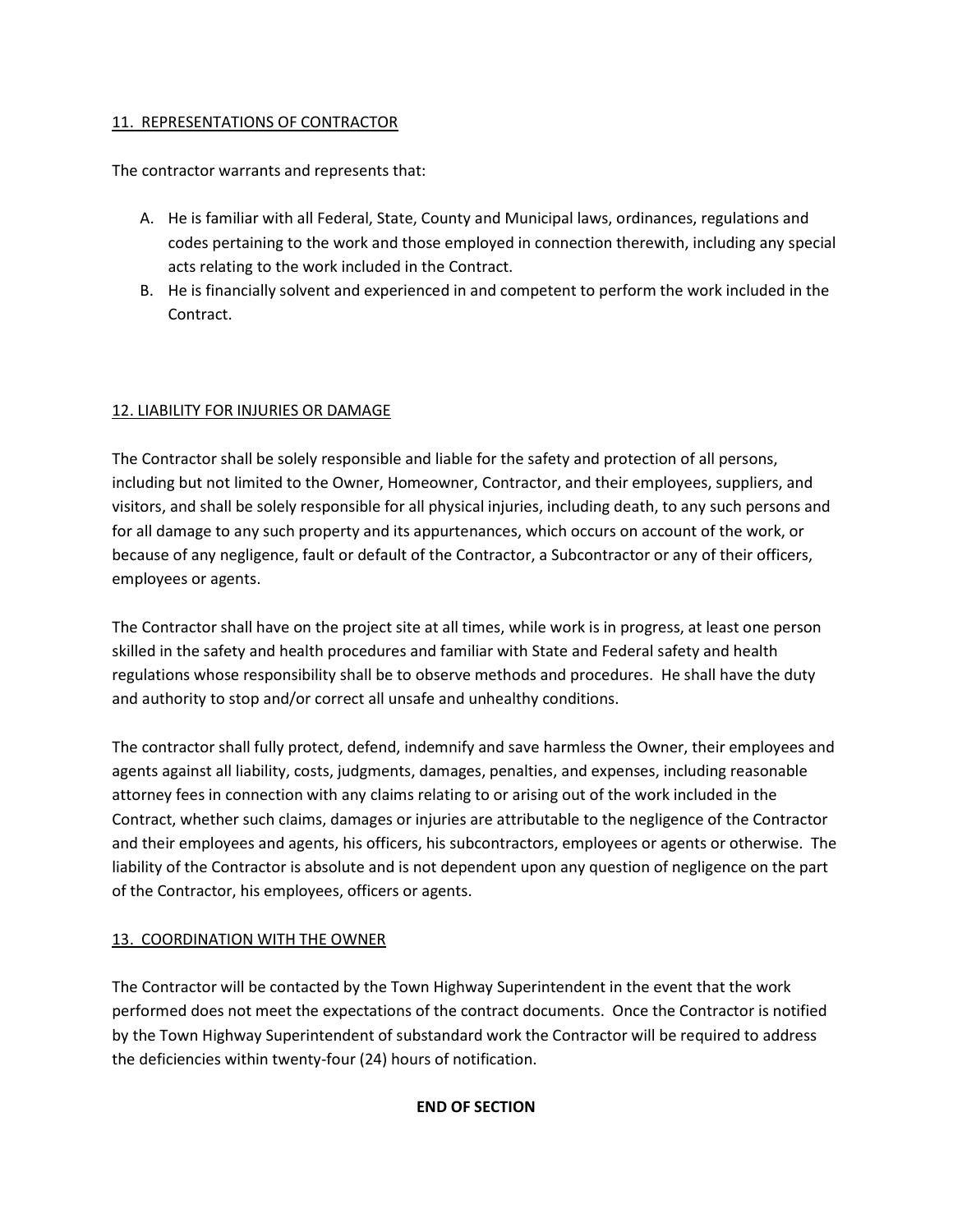## 11. REPRESENTATIONS OF CONTRACTOR

The contractor warrants and represents that:

A. He is familiar with all Federal, State, County and Municipal laws, ordinances, regulations and codes pertaining to the work and those employed in connection therewith, including any special acts relating to the work included in the Contract.
B. He is financially solvent and experienced in and competent to perform the work included in the Contract.

## 12. LIABILITY FOR INJURIES OR DAMAGE

The Contractor shall be solely responsible and liable for the safety and protection of all persons, including but not limited to the Owner, Homeowner, Contractor, and their employees, suppliers, and visitors, and shall be solely responsible for all physical injuries, including death, to any such persons and for all damage to any such property and its appurtenances, which occurs on account of the work, or because of any negligence, fault or default of the Contractor, a Subcontractor or any of their officers, employees or agents.

The Contractor shall have on the project site at all times, while work is in progress, at least one person skilled in the safety and health procedures and familiar with State and Federal safety and health regulations whose responsibility shall be to observe methods and procedures. He shall have the duty and authority to stop and/or correct all unsafe and unhealthy conditions.

The contractor shall fully protect, defend, indemnify and save harmless the Owner, their employees and agents against all liability, costs, judgments, damages, penalties, and expenses, including reasonable attorney fees in connection with any claims relating to or arising out of the work included in the Contract, whether such claims, damages or injuries are attributable to the negligence of the Contractor and their employees and agents, his officers, his subcontractors, employees or agents or otherwise. The liability of the Contractor is absolute and is not dependent upon any question of negligence on the part of the Contractor, his employees, officers or agents.

## 13. COORDINATION WITH THE OWNER

The Contractor will be contacted by the Town Highway Superintendent in the event that the work performed does not meet the expectations of the contract documents. Once the Contractor is notified by the Town Highway Superintendent of substandard work the Contractor will be required to address the deficiencies within twenty-four (24) hours of notification.

**END OF SECTION**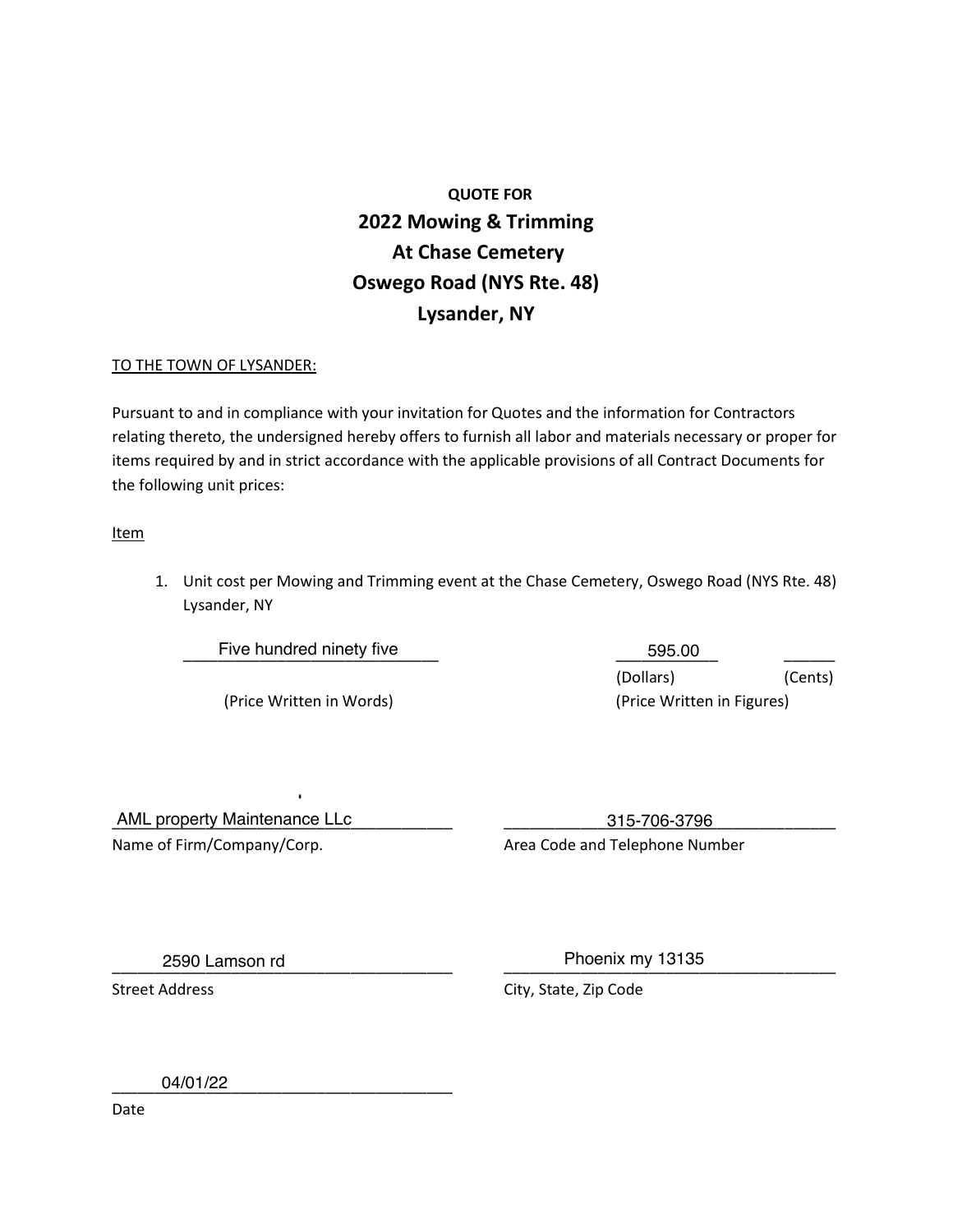**QUOTE FOR**

# 2022 Mowing & Trimming At Chase Cemetery Oswego Road (NYS Rte. 48) Lysander, NY

TO THE TOWN OF LYSANDER:

Pursuant to and in compliance with your invitation for Quotes and the information for Contractors relating thereto, the undersigned hereby offers to furnish all labor and materials necessary or proper for items required by and in strict accordance with the applicable provisions of all Contract Documents for the following unit prices:

Item

1. Unit cost per Mowing and Trimming event at the Chase Cemetery, Oswego Road (NYS Rte. 48) Lysander, NY

| Five hundred ninety five | 595.00 | |
|---|---|---|
| (Price Written in Words) | (Dollars) | (Cents) |
| | (Price Written in Figures) | |

AML property Maintenance LLc
Name of Firm/Company/Corp.

315-706-3796
Area Code and Telephone Number

2590 Lamson rd
Street Address

Phoenix my 13135
City, State, Zip Code

04/01/22
Date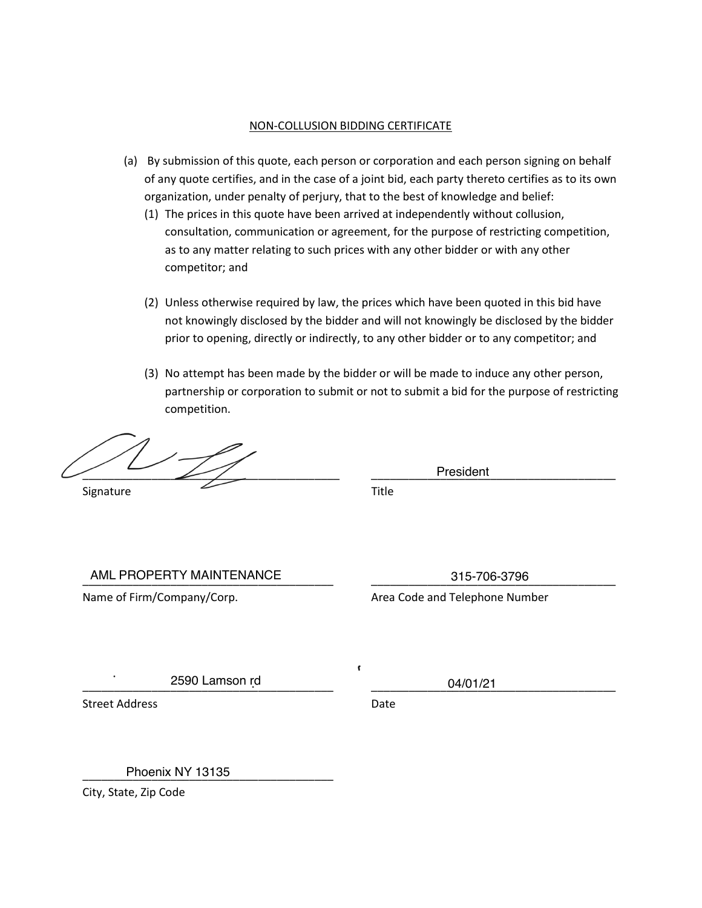## NON-COLLUSION BIDDING CERTIFICATE

(a) By submission of this quote, each person or corporation and each person signing on behalf of any quote certifies, and in the case of a joint bid, each party thereto certifies as to its own organization, under penalty of perjury, that to the best of knowledge and belief:

1. The prices in this quote have been arrived at independently without collusion, consultation, communication or agreement, for the purpose of restricting competition, as to any matter relating to such prices with any other bidder or with any other competitor; and

2. Unless otherwise required by law, the prices which have been quoted in this bid have not knowingly disclosed by the bidder and will not knowingly be disclosed by the bidder prior to opening, directly or indirectly, to any other bidder or to any competitor; and

3. No attempt has been made by the bidder or will be made to induce any other person, partnership or corporation to submit or not to submit a bid for the purpose of restricting competition.

[Signature]
Signature

President
Title

AML PROPERTY MAINTENANCE
Name of Firm/Company/Corp.

315-706-3796
Area Code and Telephone Number

2590 Lamson rd
Street Address

04/01/21
Date

Phoenix NY 13135
City, State, Zip Code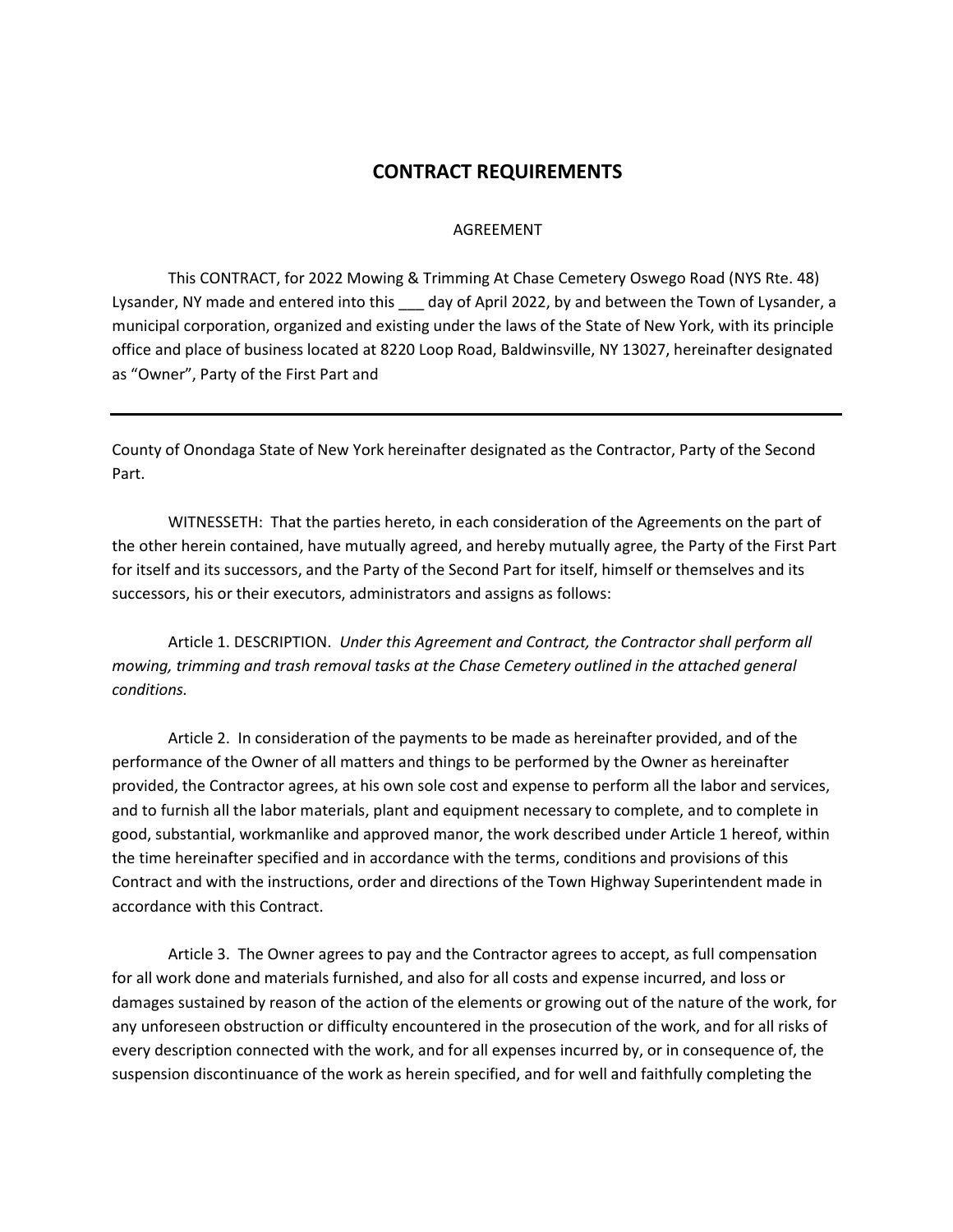## CONTRACT REQUIREMENTS

AGREEMENT

This CONTRACT, for 2022 Mowing & Trimming At Chase Cemetery Oswego Road (NYS Rte. 48) Lysander, NY made and entered into this ___ day of April 2022, by and between the Town of Lysander, a municipal corporation, organized and existing under the laws of the State of New York, with its principle office and place of business located at 8220 Loop Road, Baldwinsville, NY 13027, hereinafter designated as "Owner", Party of the First Part and

---

County of Onondaga State of New York hereinafter designated as the Contractor, Party of the Second Part.

WITNESSETH: That the parties hereto, in each consideration of the Agreements on the part of the other herein contained, have mutually agreed, and hereby mutually agree, the Party of the First Part for itself and its successors, and the Party of the Second Part for itself, himself or themselves and its successors, his or their executors, administrators and assigns as follows:

Article 1. DESCRIPTION. *Under this Agreement and Contract, the Contractor shall perform all mowing, trimming and trash removal tasks at the Chase Cemetery outlined in the attached general conditions.*

Article 2. In consideration of the payments to be made as hereinafter provided, and of the performance of the Owner of all matters and things to be performed by the Owner as hereinafter provided, the Contractor agrees, at his own sole cost and expense to perform all the labor and services, and to furnish all the labor materials, plant and equipment necessary to complete, and to complete in good, substantial, workmanlike and approved manor, the work described under Article 1 hereof, within the time hereinafter specified and in accordance with the terms, conditions and provisions of this Contract and with the instructions, order and directions of the Town Highway Superintendent made in accordance with this Contract.

Article 3. The Owner agrees to pay and the Contractor agrees to accept, as full compensation for all work done and materials furnished, and also for all costs and expense incurred, and loss or damages sustained by reason of the action of the elements or growing out of the nature of the work, for any unforeseen obstruction or difficulty encountered in the prosecution of the work, and for all risks of every description connected with the work, and for all expenses incurred by, or in consequence of, the suspension discontinuance of the work as herein specified, and for well and faithfully completing the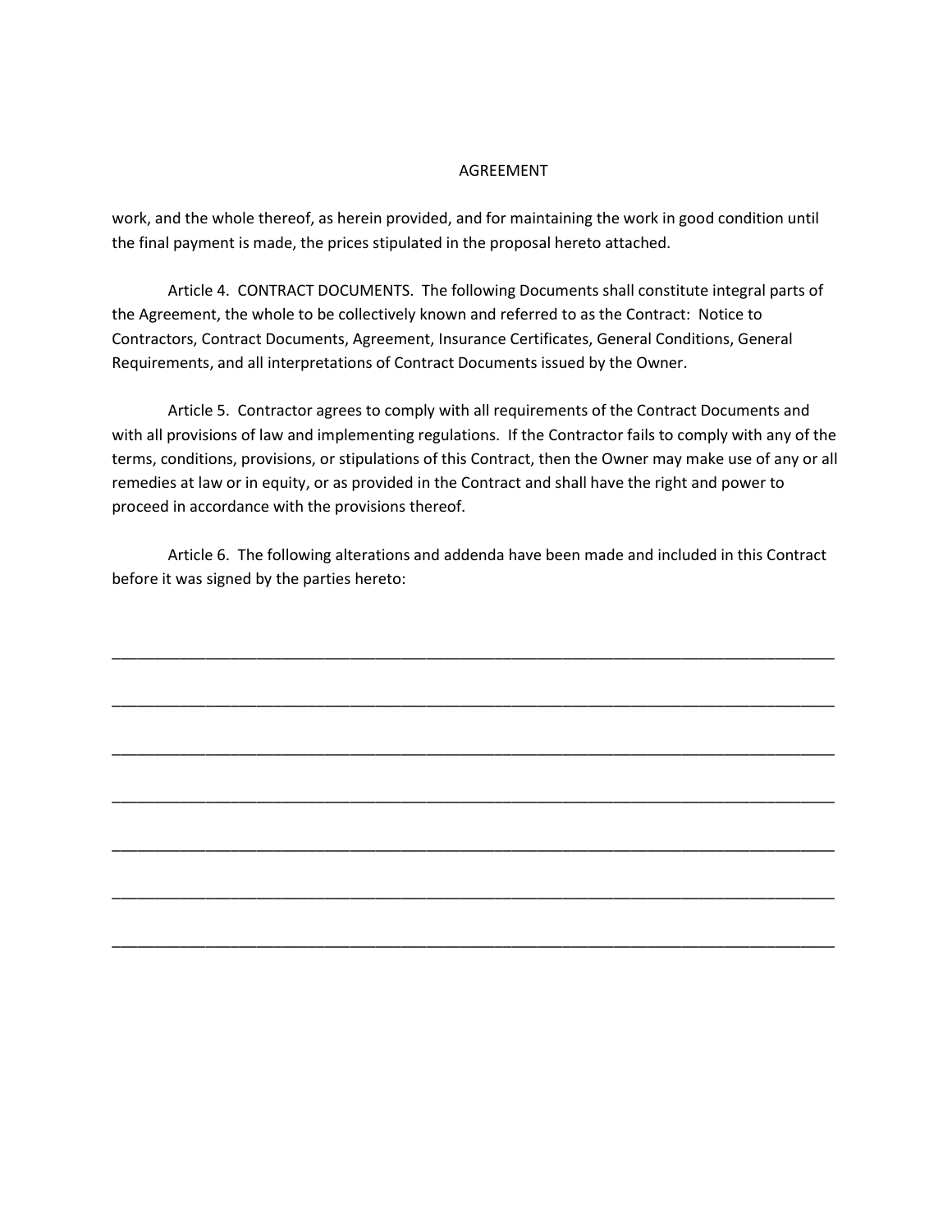# AGREEMENT

work, and the whole thereof, as herein provided, and for maintaining the work in good condition until the final payment is made, the prices stipulated in the proposal hereto attached.

Article 4. CONTRACT DOCUMENTS. The following Documents shall constitute integral parts of the Agreement, the whole to be collectively known and referred to as the Contract: Notice to Contractors, Contract Documents, Agreement, Insurance Certificates, General Conditions, General Requirements, and all interpretations of Contract Documents issued by the Owner.

Article 5. Contractor agrees to comply with all requirements of the Contract Documents and with all provisions of law and implementing regulations. If the Contractor fails to comply with any of the terms, conditions, provisions, or stipulations of this Contract, then the Owner may make use of any or all remedies at law or in equity, or as provided in the Contract and shall have the right and power to proceed in accordance with the provisions thereof.

Article 6. The following alterations and addenda have been made and included in this Contract before it was signed by the parties hereto:

_______________________________________________________________________________

_______________________________________________________________________________

_______________________________________________________________________________

_______________________________________________________________________________

_______________________________________________________________________________

_______________________________________________________________________________

_______________________________________________________________________________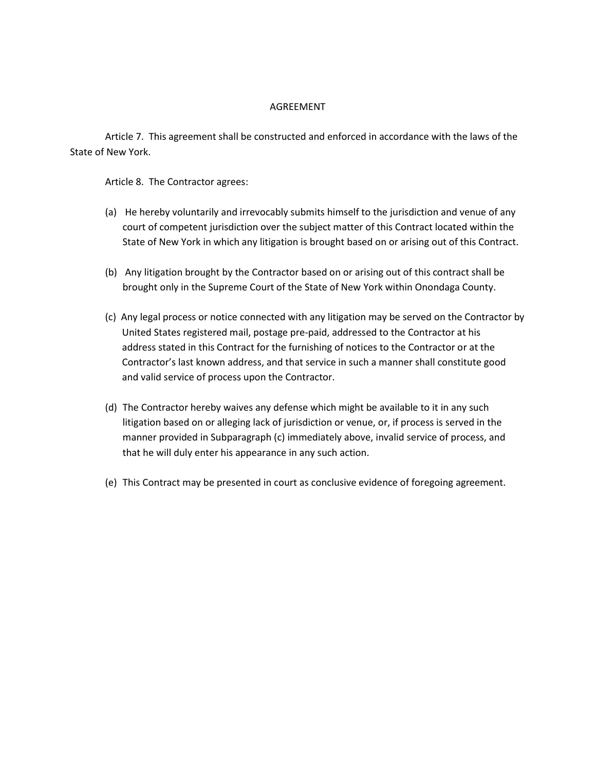# AGREEMENT

Article 7. This agreement shall be constructed and enforced in accordance with the laws of the State of New York.

Article 8. The Contractor agrees:

(a) He hereby voluntarily and irrevocably submits himself to the jurisdiction and venue of any court of competent jurisdiction over the subject matter of this Contract located within the State of New York in which any litigation is brought based on or arising out of this Contract.

(b) Any litigation brought by the Contractor based on or arising out of this contract shall be brought only in the Supreme Court of the State of New York within Onondaga County.

(c) Any legal process or notice connected with any litigation may be served on the Contractor by United States registered mail, postage pre-paid, addressed to the Contractor at his address stated in this Contract for the furnishing of notices to the Contractor or at the Contractor's last known address, and that service in such a manner shall constitute good and valid service of process upon the Contractor.

(d) The Contractor hereby waives any defense which might be available to it in any such litigation based on or alleging lack of jurisdiction or venue, or, if process is served in the manner provided in Subparagraph (c) immediately above, invalid service of process, and that he will duly enter his appearance in any such action.

(e) This Contract may be presented in court as conclusive evidence of foregoing agreement.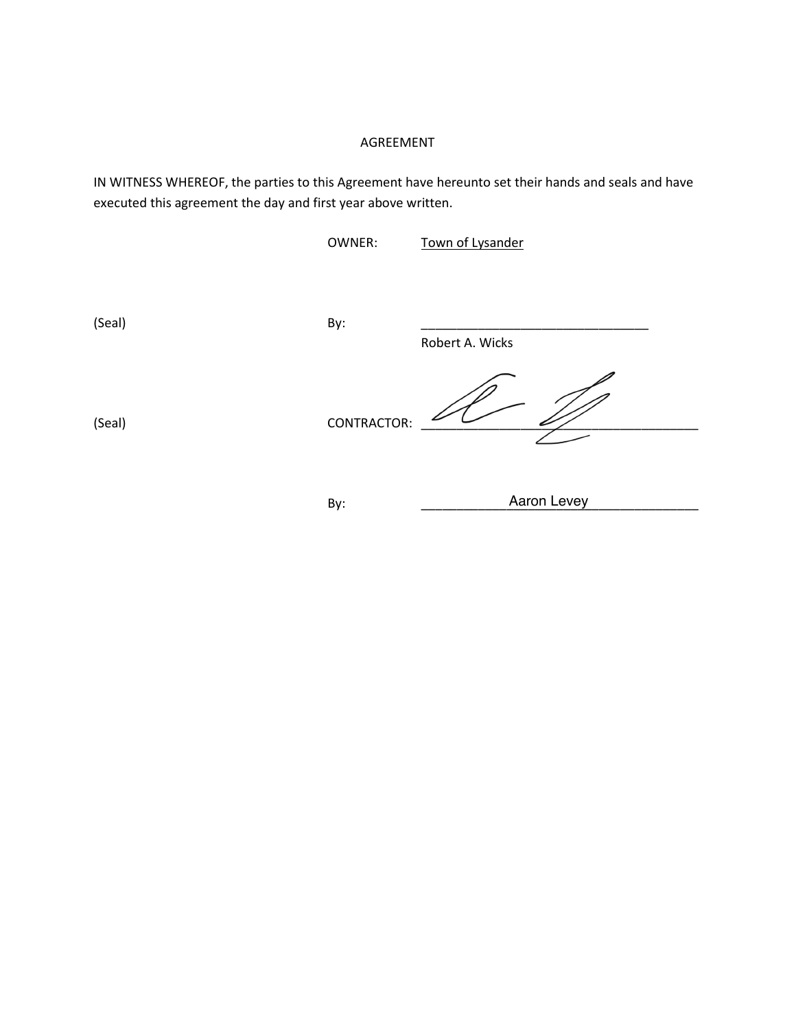AGREEMENT

IN WITNESS WHEREOF, the parties to this Agreement have hereunto set their hands and seals and have executed this agreement the day and first year above written.

OWNER: Town of Lysander

(Seal) By: ________________________________

Robert A. Wicks

(Seal) CONTRACTOR: ________________________________

By: Aaron Levey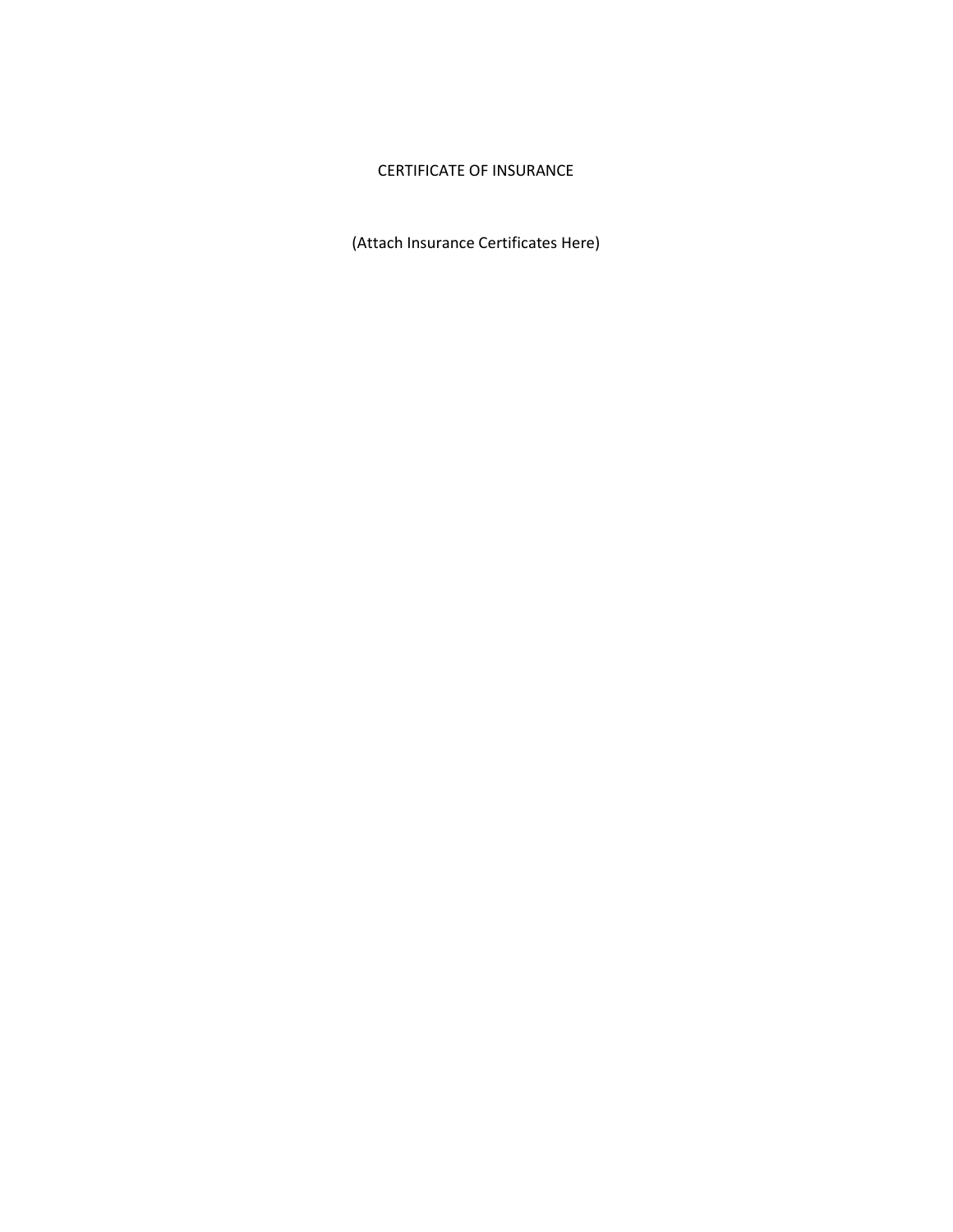CERTIFICATE OF INSURANCE

(Attach Insurance Certificates Here)